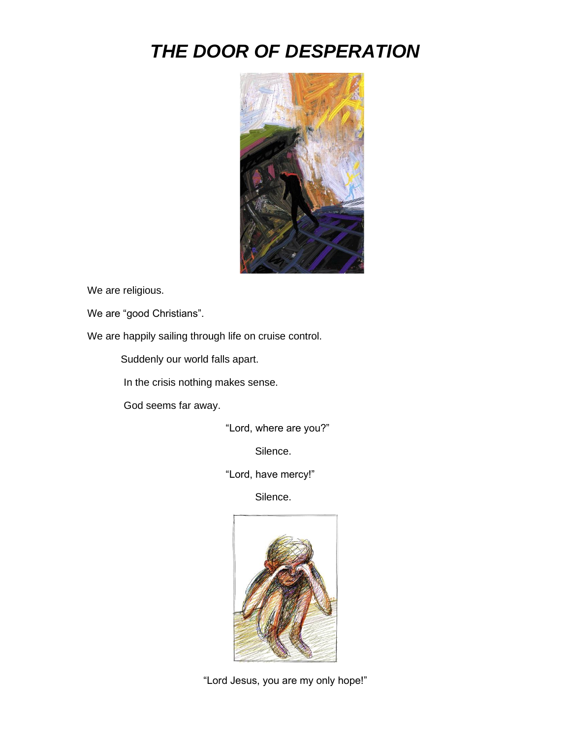# *THE DOOR OF DESPERATION*

We are religious.

We are "good Christians".

We are happily sailing through life on cruise control.

Suddenly our world falls apart.

In the crisis nothing makes sense.

God seems far away.

"Lord, where are you?"

Silence.

"Lord, have mercy!"

Silence.

"Lord Jesus, you are my only hope!"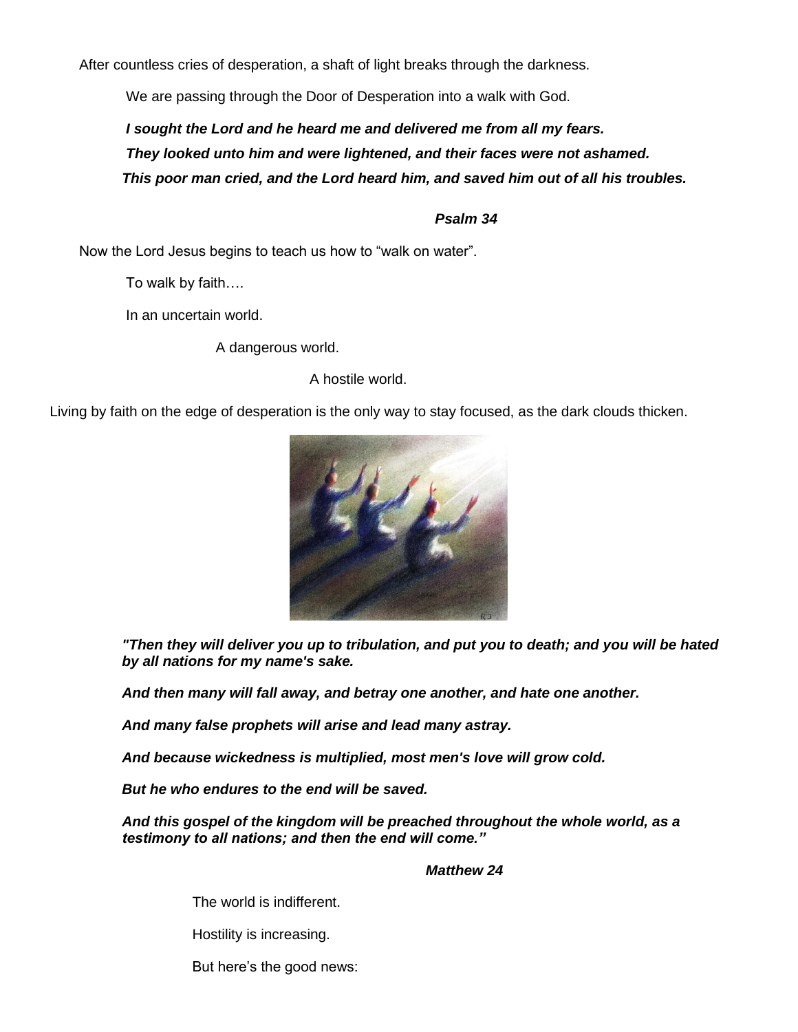After countless cries of desperation, a shaft of light breaks through the darkness.

We are passing through the Door of Desperation into a walk with God.

***I sought the Lord and he heard me and delivered me from all my fears.***

***They looked unto him and were lightened, and their faces were not ashamed.***

***This poor man cried, and the Lord heard him, and saved him out of all his troubles.***

***Psalm 34***

Now the Lord Jesus begins to teach us how to "walk on water".

To walk by faith….

In an uncertain world.

A dangerous world.

A hostile world.

Living by faith on the edge of desperation is the only way to stay focused, as the dark clouds thicken.

***"Then they will deliver you up to tribulation, and put you to death; and you will be hated by all nations for my name's sake.***

***And then many will fall away, and betray one another, and hate one another.***

***And many false prophets will arise and lead many astray.***

***And because wickedness is multiplied, most men's love will grow cold.***

***But he who endures to the end will be saved.***

***And this gospel of the kingdom will be preached throughout the whole world, as a testimony to all nations; and then the end will come."***

***Matthew 24***

The world is indifferent.

Hostility is increasing.

But here's the good news: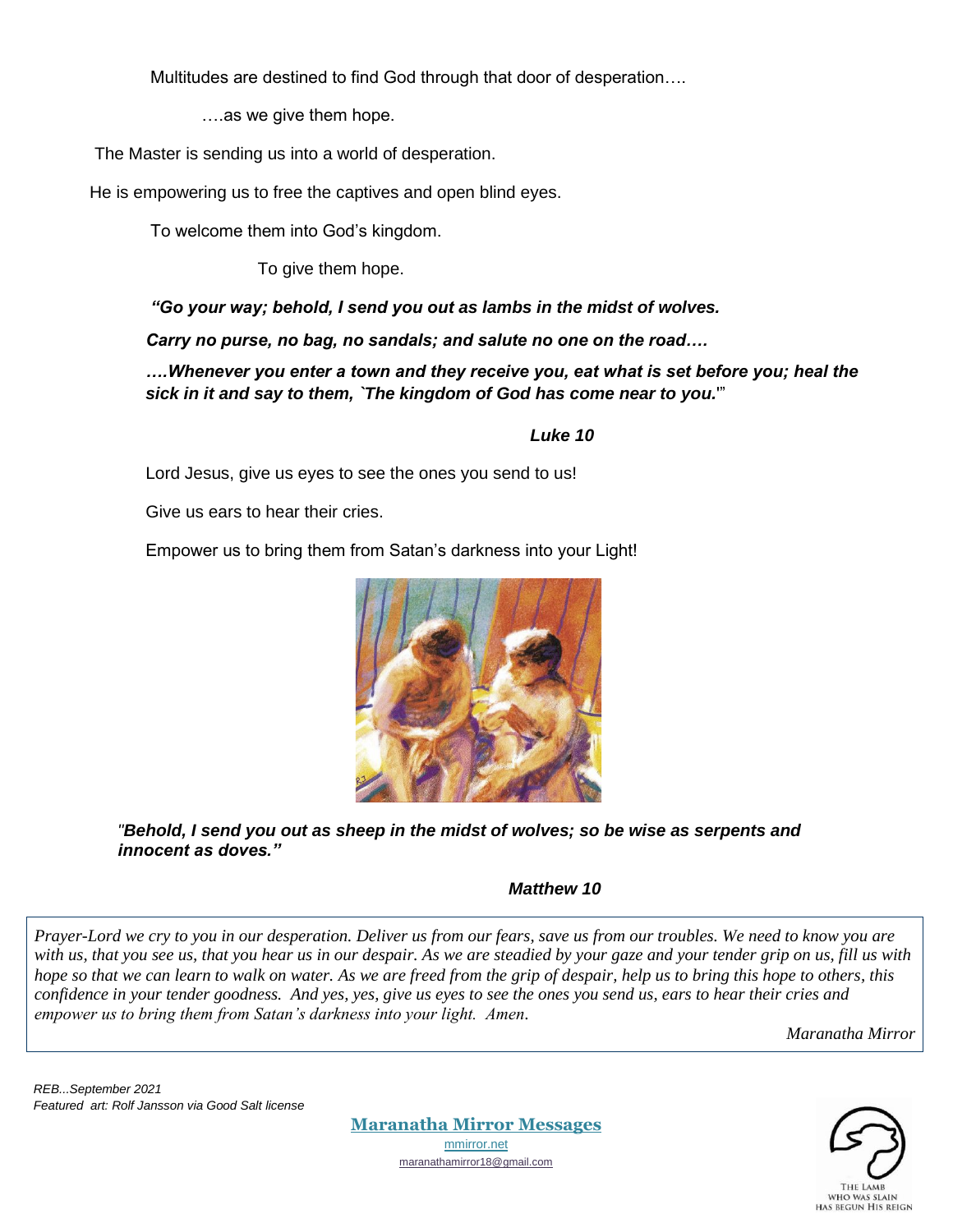Multitudes are destined to find God through that door of desperation….

….as we give them hope.

The Master is sending us into a world of desperation.

He is empowering us to free the captives and open blind eyes.

To welcome them into God's kingdom.

To give them hope.

***"Go your way; behold, I send you out as lambs in the midst of wolves.***

***Carry no purse, no bag, no sandals; and salute no one on the road….***

***….Whenever you enter a town and they receive you, eat what is set before you; heal the sick in it and say to them, `The kingdom of God has come near to you.'"***

***Luke 10***

Lord Jesus, give us eyes to see the ones you send to us!

Give us ears to hear their cries.

Empower us to bring them from Satan's darkness into your Light!

*"**Behold, I send you out as sheep in the midst of wolves; so be wise as serpents and innocent as doves."***

***Matthew 10***

*Prayer-Lord we cry to you in our desperation. Deliver us from our fears, save us from our troubles. We need to know you are with us, that you see us, that you hear us in our despair. As we are steadied by your gaze and your tender grip on us, fill us with hope so that we can learn to walk on water. As we are freed from the grip of despair, help us to bring this hope to others, this confidence in your tender goodness. And yes, yes, give us eyes to see the ones you send us, ears to hear their cries and empower us to bring them from Satan's darkness into your light. Amen.*

*Maranatha Mirror*

*REB...September 2021*
*Featured art: Rolf Jansson via Good Salt license*

**Maranatha Mirror Messages**
mmirror.net
maranathamirror18@gmail.com

THE LAMB WHO WAS SLAIN HAS BEGUN HIS REIGN